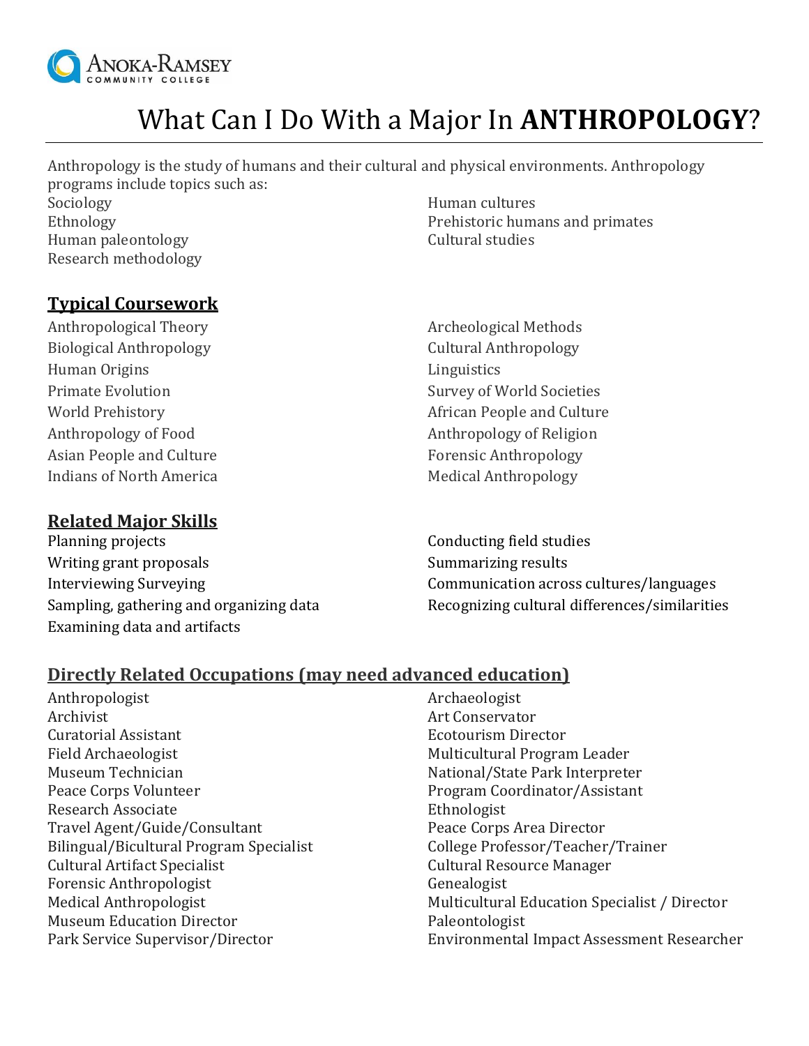Anoka-Ramsey Community College

# What Can I Do With a Major In **ANTHROPOLOGY**?

Anthropology is the study of humans and their cultural and physical environments. Anthropology programs include topics such as:

Sociology
Ethnology
Human paleontology
Research methodology
Human cultures
Prehistoric humans and primates
Cultural studies

## Typical Coursework

Anthropological Theory
Biological Anthropology
Human Origins
Primate Evolution
World Prehistory
Anthropology of Food
Asian People and Culture
Indians of North America
Archeological Methods
Cultural Anthropology
Linguistics
Survey of World Societies
African People and Culture
Anthropology of Religion
Forensic Anthropology
Medical Anthropology

## Related Major Skills

Planning projects
Writing grant proposals
Interviewing Surveying
Sampling, gathering and organizing data
Examining data and artifacts
Conducting field studies
Summarizing results
Communication across cultures/languages
Recognizing cultural differences/similarities

## Directly Related Occupations (may need advanced education)

Anthropologist
Archivist
Curatorial Assistant
Field Archaeologist
Museum Technician
Peace Corps Volunteer
Research Associate
Travel Agent/Guide/Consultant
Bilingual/Bicultural Program Specialist
Cultural Artifact Specialist
Forensic Anthropologist
Medical Anthropologist
Museum Education Director
Park Service Supervisor/Director
Archaeologist
Art Conservator
Ecotourism Director
Multicultural Program Leader
National/State Park Interpreter
Program Coordinator/Assistant
Ethnologist
Peace Corps Area Director
College Professor/Teacher/Trainer
Cultural Resource Manager
Genealogist
Multicultural Education Specialist / Director
Paleontologist
Environmental Impact Assessment Researcher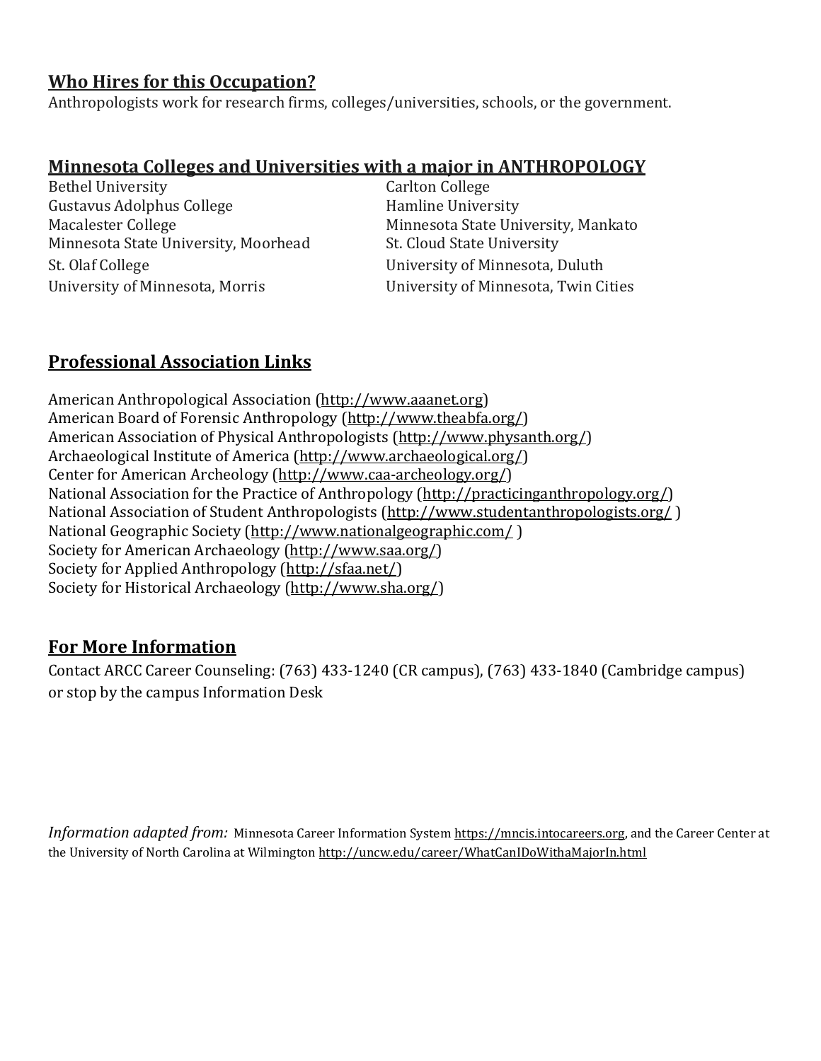## Who Hires for this Occupation?

Anthropologists work for research firms, colleges/universities, schools, or the government.

## Minnesota Colleges and Universities with a major in ANTHROPOLOGY

- Bethel University
- Carlton College
- Gustavus Adolphus College
- Hamline University
- Macalester College
- Minnesota State University, Mankato
- Minnesota State University, Moorhead
- St. Cloud State University
- St. Olaf College
- University of Minnesota, Duluth
- University of Minnesota, Morris
- University of Minnesota, Twin Cities

## Professional Association Links

American Anthropological Association (http://www.aaanet.org)
American Board of Forensic Anthropology (http://www.theabfa.org/)
American Association of Physical Anthropologists (http://www.physanth.org/)
Archaeological Institute of America (http://www.archaeological.org/)
Center for American Archeology (http://www.caa-archeology.org/)
National Association for the Practice of Anthropology (http://practicinganthropology.org/)
National Association of Student Anthropologists (http://www.studentanthropologists.org/ )
National Geographic Society (http://www.nationalgeographic.com/ )
Society for American Archaeology (http://www.saa.org/)
Society for Applied Anthropology (http://sfaa.net/)
Society for Historical Archaeology (http://www.sha.org/)

## For More Information

Contact ARCC Career Counseling: (763) 433-1240 (CR campus), (763) 433-1840 (Cambridge campus) or stop by the campus Information Desk

*Information adapted from:* Minnesota Career Information System https://mncis.intocareers.org, and the Career Center at the University of North Carolina at Wilmington http://uncw.edu/career/WhatCanIDoWithaMajorIn.html